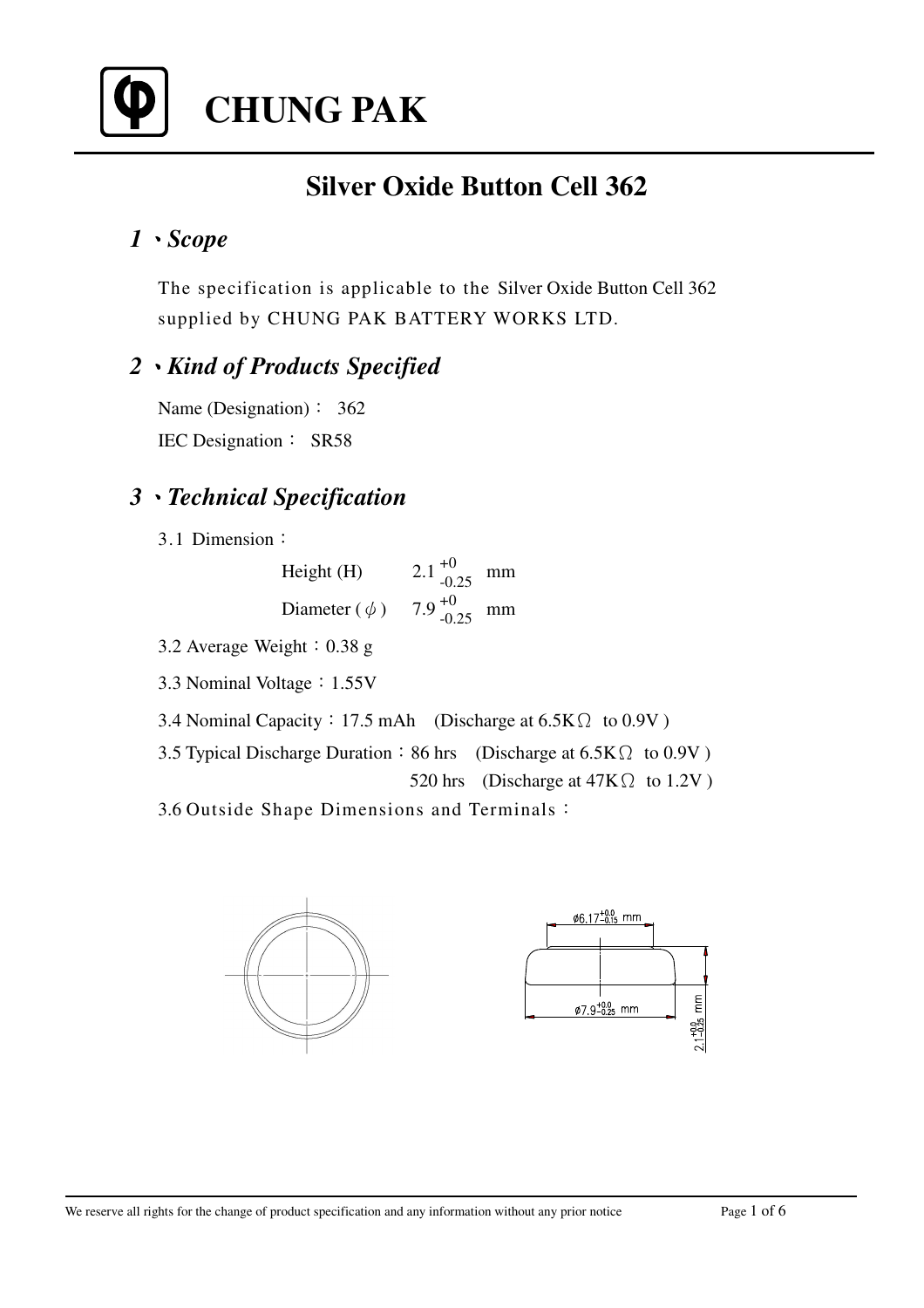# CHUNG PAK

## Silver Oxide Button Cell 362

### 1、Scope

The specification is applicable to the Silver Oxide Button Cell 362 supplied by CHUNG PAK BATTERY WORKS LTD.

### 2、Kind of Products Specified

Name (Designation)： 362

IEC Designation： SR58

### 3、Technical Specification

3.1 Dimension：

Height (H) $2.1^{+0}_{-0.25}$ mm

Diameter ( $\phi$ ) $7.9^{+0}_{-0.25}$ mm

3.2 Average Weight：0.38 g

3.3 Nominal Voltage：1.55V

3.4 Nominal Capacity：17.5 mAh (Discharge at 6.5KΩ to 0.9V )

3.5 Typical Discharge Duration：86 hrs (Discharge at 6.5KΩ to 0.9V )

520 hrs (Discharge at 47KΩ to 1.2V )

3.6 Outside Shape Dimensions and Terminals：

$\phi 6.17^{+0.0}_{-0.15}$ mm

$\phi 7.9^{+0.0}_{-0.25}$ mm

$2.1^{+0.0}_{-0.25}$ mm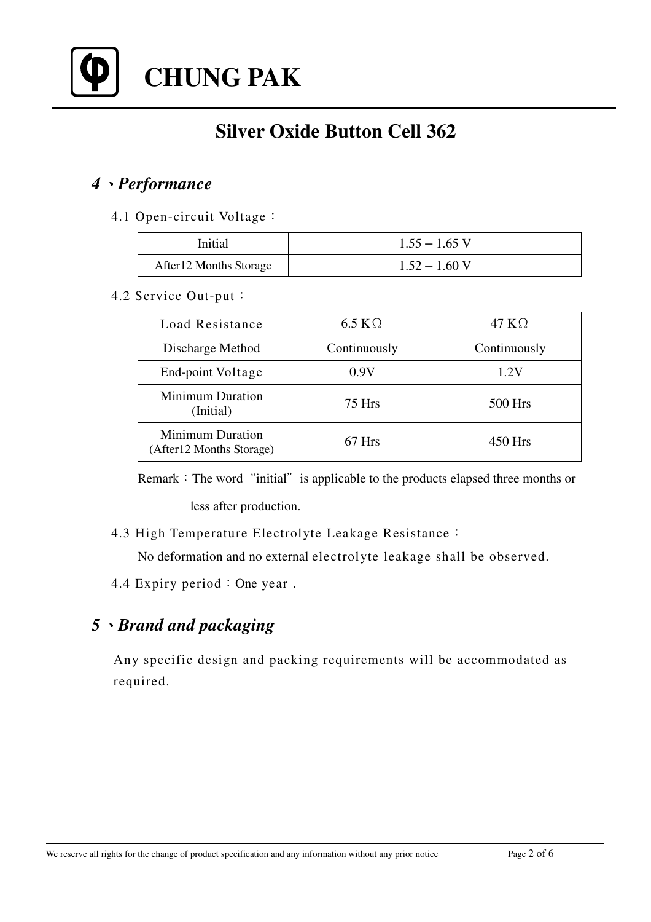# CHUNG PAK

## Silver Oxide Button Cell 362

### *4、Performance*

4.1 Open-circuit Voltage：

| Initial | 1.55 – 1.65 V |
|---|---|
| After12 Months Storage | 1.52 – 1.60 V |

4.2 Service Out-put：

| Load Resistance | 6.5 KΩ | 47 KΩ |
|---|---|---|
| Discharge Method | Continuously | Continuously |
| End-point Voltage | 0.9V | 1.2V |
| Minimum Duration (Initial) | 75 Hrs | 500 Hrs |
| Minimum Duration (After12 Months Storage) | 67 Hrs | 450 Hrs |

Remark：The word "initial" is applicable to the products elapsed three months or less after production.

4.3 High Temperature Electrolyte Leakage Resistance：

No deformation and no external electrolyte leakage shall be observed.

4.4 Expiry period：One year .

### *5、Brand and packaging*

Any specific design and packing requirements will be accommodated as required.

We reserve all rights for the change of product specification and any information without any prior notice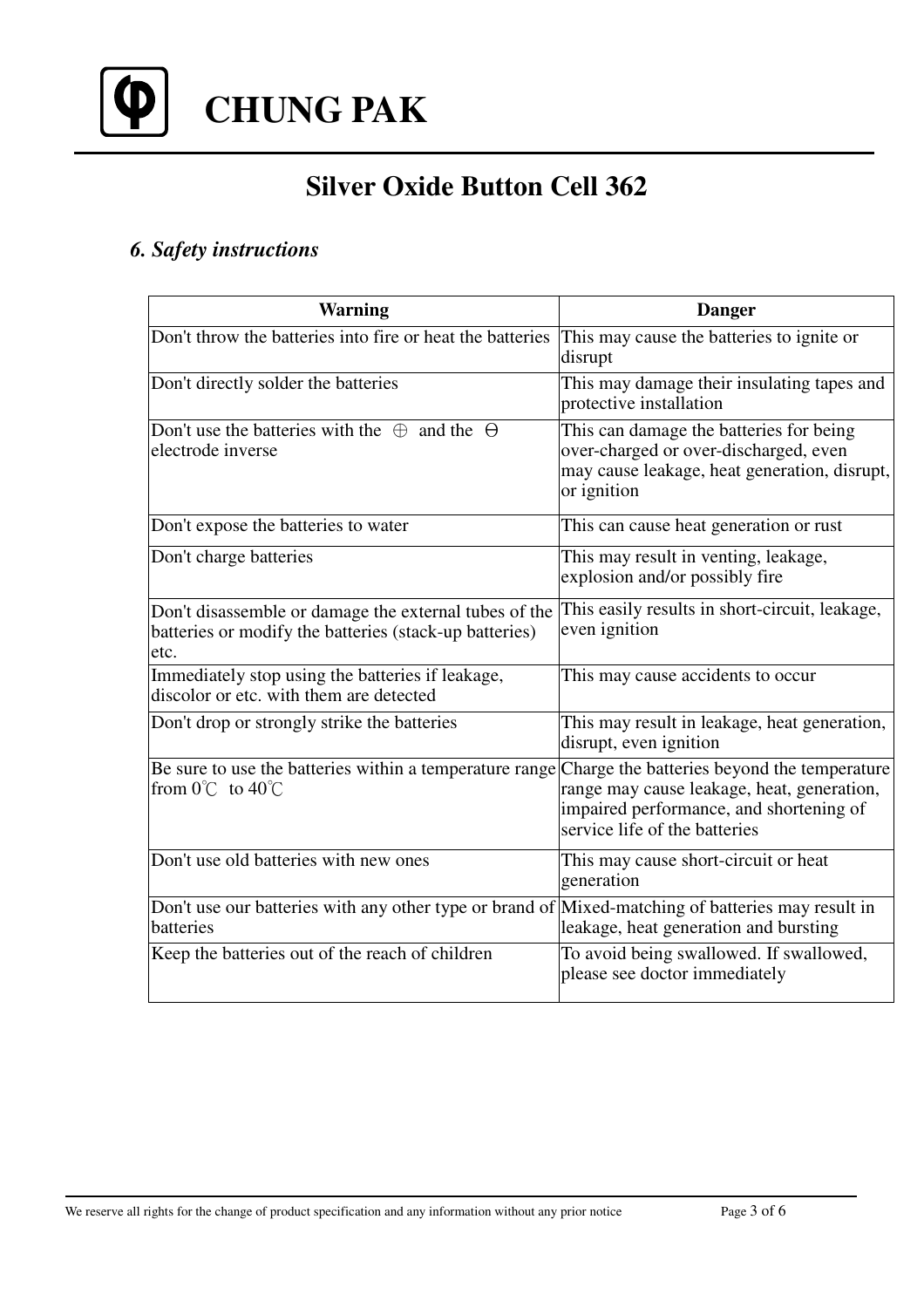# CHUNG PAK

## Silver Oxide Button Cell 362

### *6. Safety instructions*

| Warning | Danger |
|---|---|
| Don't throw the batteries into fire or heat the batteries | This may cause the batteries to ignite or disrupt |
| Don't directly solder the batteries | This may damage their insulating tapes and protective installation |
| Don't use the batteries with the ⊕ and the ⊖ electrode inverse | This can damage the batteries for being over-charged or over-discharged, even may cause leakage, heat generation, disrupt, or ignition |
| Don't expose the batteries to water | This can cause heat generation or rust |
| Don't charge batteries | This may result in venting, leakage, explosion and/or possibly fire |
| Don't disassemble or damage the external tubes of the batteries or modify the batteries (stack-up batteries) etc. | This easily results in short-circuit, leakage, even ignition |
| Immediately stop using the batteries if leakage, discolor or etc. with them are detected | This may cause accidents to occur |
| Don't drop or strongly strike the batteries | This may result in leakage, heat generation, disrupt, even ignition |
| Be sure to use the batteries within a temperature range from 0℃ to 40℃ | Charge the batteries beyond the temperature range may cause leakage, heat, generation, impaired performance, and shortening of service life of the batteries |
| Don't use old batteries with new ones | This may cause short-circuit or heat generation |
| Don't use our batteries with any other type or brand of batteries | Mixed-matching of batteries may result in leakage, heat generation and bursting |
| Keep the batteries out of the reach of children | To avoid being swallowed. If swallowed, please see doctor immediately |

We reserve all rights for the change of product specification and any information without any prior notice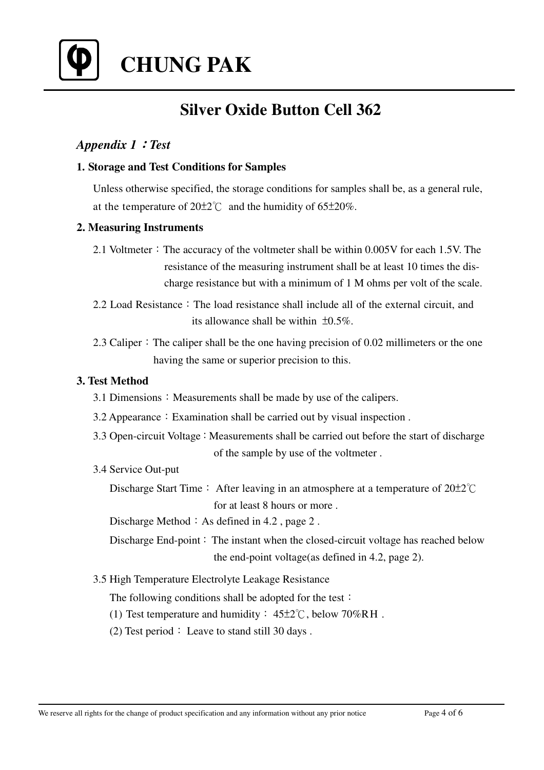# CHUNG PAK

## Silver Oxide Button Cell 362

### *Appendix 1：Test*

**1. Storage and Test Conditions for Samples**

Unless otherwise specified, the storage conditions for samples shall be, as a general rule, at the temperature of 20±2℃ and the humidity of 65±20%.

**2. Measuring Instruments**

2.1 Voltmeter：The accuracy of the voltmeter shall be within 0.005V for each 1.5V. The resistance of the measuring instrument shall be at least 10 times the discharge resistance but with a minimum of 1 M ohms per volt of the scale.

2.2 Load Resistance：The load resistance shall include all of the external circuit, and its allowance shall be within ±0.5%.

2.3 Caliper：The caliper shall be the one having precision of 0.02 millimeters or the one having the same or superior precision to this.

**3. Test Method**

3.1 Dimensions：Measurements shall be made by use of the calipers.

3.2 Appearance：Examination shall be carried out by visual inspection .

3.3 Open-circuit Voltage：Measurements shall be carried out before the start of discharge of the sample by use of the voltmeter .

3.4 Service Out-put

Discharge Start Time： After leaving in an atmosphere at a temperature of 20±2℃ for at least 8 hours or more .

Discharge Method：As defined in 4.2 , page 2 .

Discharge End-point： The instant when the closed-circuit voltage has reached below the end-point voltage(as defined in 4.2, page 2).

3.5 High Temperature Electrolyte Leakage Resistance

The following conditions shall be adopted for the test：

(1) Test temperature and humidity： 45±2℃, below 70%RH .

(2) Test period： Leave to stand still 30 days .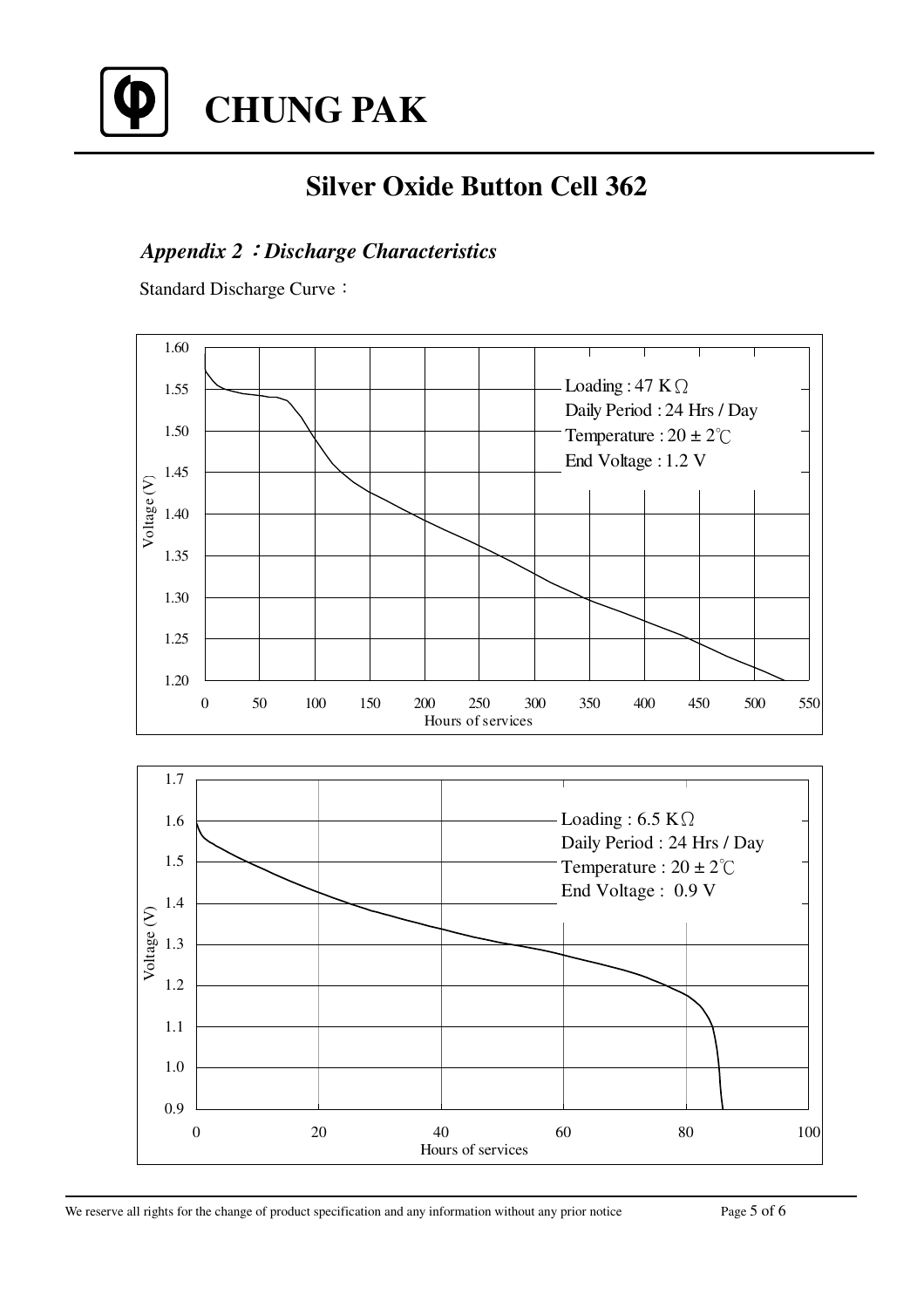# CHUNG PAK

## Silver Oxide Button Cell 362

### *Appendix 2：Discharge Characteristics*

Standard Discharge Curve：

Loading : 47 KΩ
Daily Period : 24 Hrs / Day
Temperature : 20 ± 2℃
End Voltage : 1.2 V

Voltage (V)
Hours of services

Loading : 6.5 KΩ
Daily Period : 24 Hrs / Day
Temperature : 20 ± 2℃
End Voltage : 0.9 V

Voltage (V)
Hours of services

We reserve all rights for the change of product specification and any information without any prior notice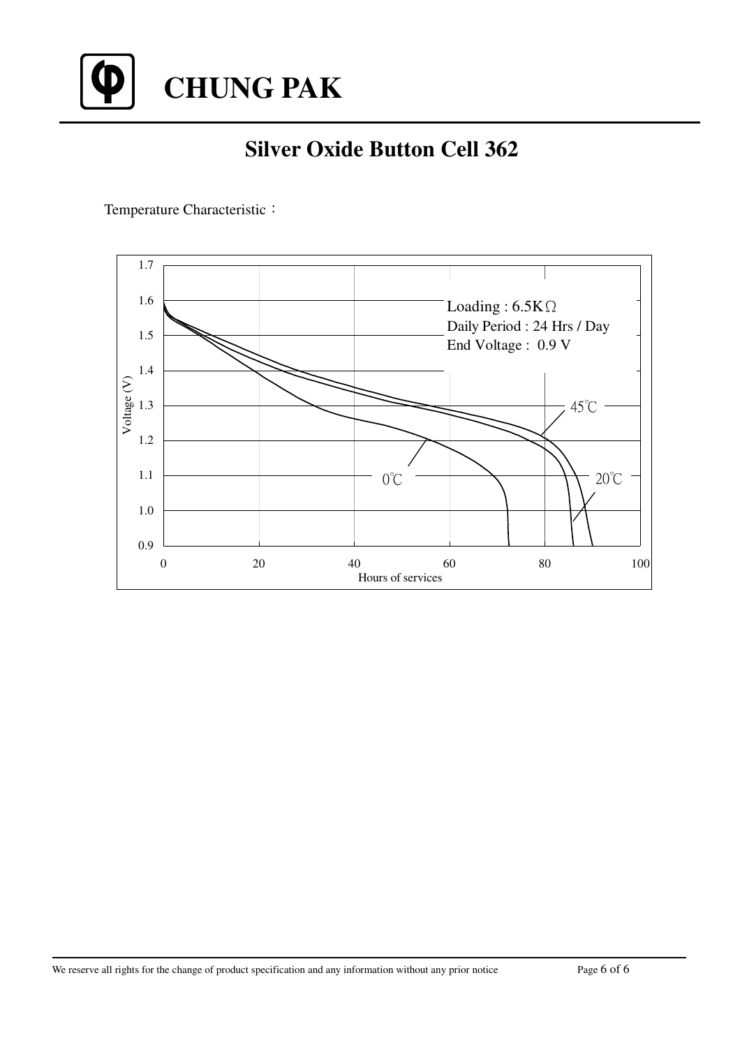# CHUNG PAK

## Silver Oxide Button Cell 362

Temperature Characteristic：

Loading : 6.5KΩ
Daily Period : 24 Hrs / Day
End Voltage : 0.9 V

Voltage (V)
1.7
1.6
1.5
1.4
1.3
1.2
1.1
1.0
0.9

0
20
40
60
80
100
Hours of services

45℃
20℃
0℃